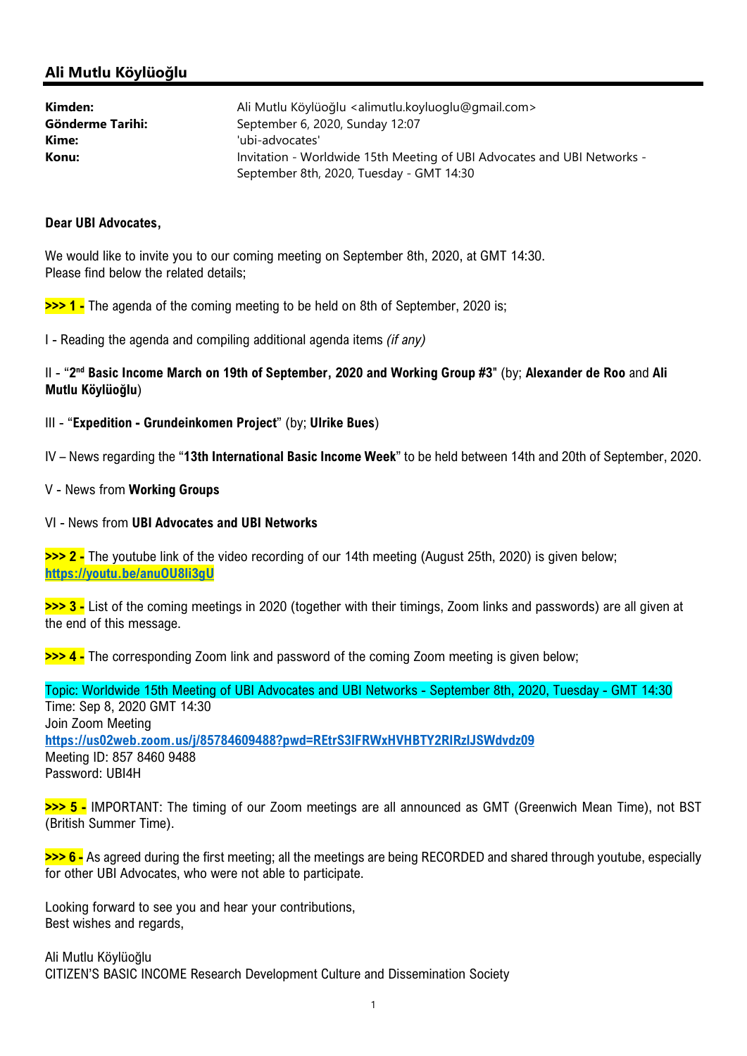## Ali Mutlu Köylüoğlu

**Kimden:** Ali Mutlu Köylüoğlu <alimutlu.koyluoglu@gmail.com>
**Gönderme Tarihi:** September 6, 2020, Sunday 12:07
**Kime:** 'ubi-advocates'
**Konu:** Invitation - Worldwide 15th Meeting of UBI Advocates and UBI Networks - September 8th, 2020, Tuesday - GMT 14:30

**Dear UBI Advocates,**

We would like to invite you to our coming meeting on September 8th, 2020, at GMT 14:30.
Please find below the related details;

**>>> 1 -** The agenda of the coming meeting to be held on 8th of September, 2020 is;

I - Reading the agenda and compiling additional agenda items *(if any)*

II - "**2nd Basic Income March on 19th of September, 2020 and Working Group #3**" (by; **Alexander de Roo** and **Ali Mutlu Köylüoğlu**)

III - "**Expedition - Grundeinkomen Project**" (by; **Ulrike Bues**)

IV – News regarding the "**13th International Basic Income Week**" to be held between 14th and 20th of September, 2020.

V - News from **Working Groups**

VI - News from **UBI Advocates and UBI Networks**

**>>> 2 -** The youtube link of the video recording of our 14th meeting (August 25th, 2020) is given below;
**https://youtu.be/anuOU8li3gU**

**>>> 3 -** List of the coming meetings in 2020 (together with their timings, Zoom links and passwords) are all given at the end of this message.

**>>> 4 -** The corresponding Zoom link and password of the coming Zoom meeting is given below;

Topic: Worldwide 15th Meeting of UBI Advocates and UBI Networks - September 8th, 2020, Tuesday - GMT 14:30
Time: Sep 8, 2020 GMT 14:30
Join Zoom Meeting
**https://us02web.zoom.us/j/85784609488?pwd=REtrS3lFRWxHVHBTY2RlRzlJSWdvdz09**
Meeting ID: 857 8460 9488
Password: UBI4H

**>>> 5 -** IMPORTANT: The timing of our Zoom meetings are all announced as GMT (Greenwich Mean Time), not BST (British Summer Time).

**>>> 6 -** As agreed during the first meeting; all the meetings are being RECORDED and shared through youtube, especially for other UBI Advocates, who were not able to participate.

Looking forward to see you and hear your contributions,
Best wishes and regards,

Ali Mutlu Köylüoğlu
CITIZEN'S BASIC INCOME Research Development Culture and Dissemination Society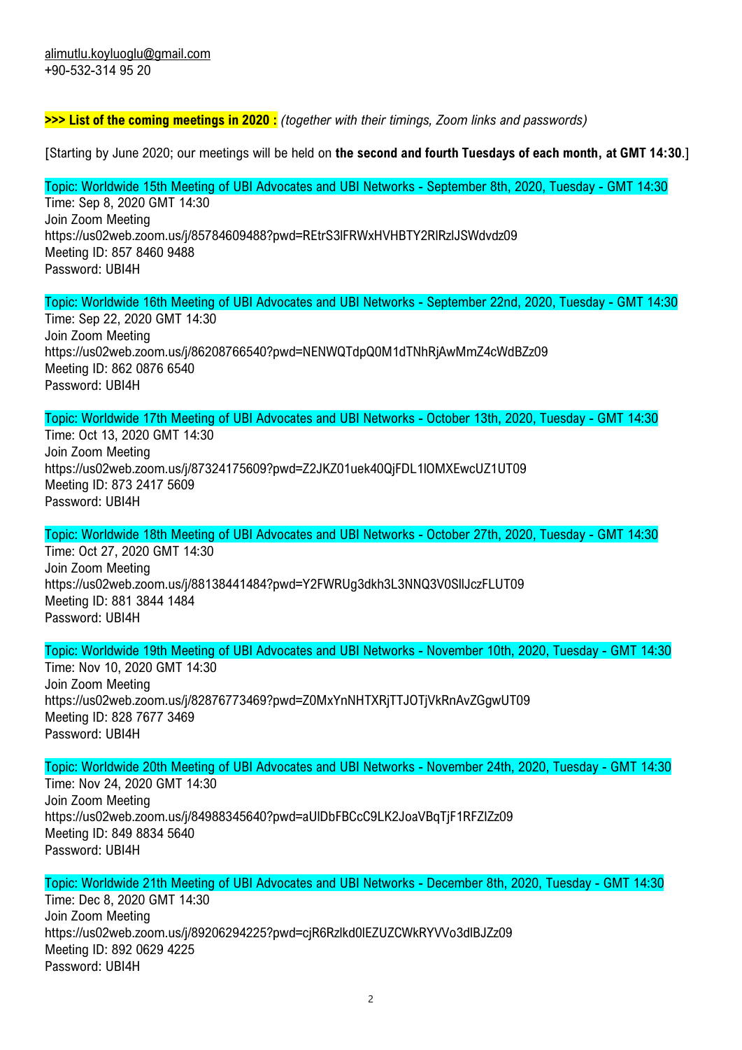alimutlu.koyluoglu@gmail.com
+90-532-314 95 20

**>>> List of the coming meetings in 2020 :** *(together with their timings, Zoom links and passwords)*

[Starting by June 2020; our meetings will be held on **the second and fourth Tuesdays of each month, at GMT 14:30**.]

Topic: Worldwide 15th Meeting of UBI Advocates and UBI Networks - September 8th, 2020, Tuesday - GMT 14:30
Time: Sep 8, 2020 GMT 14:30
Join Zoom Meeting
https://us02web.zoom.us/j/85784609488?pwd=REtrS3lFRWxHVHBTY2RlRzlJSWdvdz09
Meeting ID: 857 8460 9488
Password: UBI4H

Topic: Worldwide 16th Meeting of UBI Advocates and UBI Networks - September 22nd, 2020, Tuesday - GMT 14:30
Time: Sep 22, 2020 GMT 14:30
Join Zoom Meeting
https://us02web.zoom.us/j/86208766540?pwd=NENWQTdpQ0M1dTNhRjAwMmZ4cWdBZz09
Meeting ID: 862 0876 6540
Password: UBI4H

Topic: Worldwide 17th Meeting of UBI Advocates and UBI Networks - October 13th, 2020, Tuesday - GMT 14:30
Time: Oct 13, 2020 GMT 14:30
Join Zoom Meeting
https://us02web.zoom.us/j/87324175609?pwd=Z2JKZ01uek40QjFDL1lOMXEwcUZ1UT09
Meeting ID: 873 2417 5609
Password: UBI4H

Topic: Worldwide 18th Meeting of UBI Advocates and UBI Networks - October 27th, 2020, Tuesday - GMT 14:30
Time: Oct 27, 2020 GMT 14:30
Join Zoom Meeting
https://us02web.zoom.us/j/88138441484?pwd=Y2FWRUg3dkh3L3NNQ3V0SllJczFLUT09
Meeting ID: 881 3844 1484
Password: UBI4H

Topic: Worldwide 19th Meeting of UBI Advocates and UBI Networks - November 10th, 2020, Tuesday - GMT 14:30
Time: Nov 10, 2020 GMT 14:30
Join Zoom Meeting
https://us02web.zoom.us/j/82876773469?pwd=Z0MxYnNHTXRjTTJOTjVkRnAvZGgwUT09
Meeting ID: 828 7677 3469
Password: UBI4H

Topic: Worldwide 20th Meeting of UBI Advocates and UBI Networks - November 24th, 2020, Tuesday - GMT 14:30
Time: Nov 24, 2020 GMT 14:30
Join Zoom Meeting
https://us02web.zoom.us/j/84988345640?pwd=aUlDbFBCcC9LK2JoaVBqTjF1RFZIZz09
Meeting ID: 849 8834 5640
Password: UBI4H

Topic: Worldwide 21th Meeting of UBI Advocates and UBI Networks - December 8th, 2020, Tuesday - GMT 14:30
Time: Dec 8, 2020 GMT 14:30
Join Zoom Meeting
https://us02web.zoom.us/j/89206294225?pwd=cjR6Rzlkd0lEZUZCWkRYVVo3dlBJZz09
Meeting ID: 892 0629 4225
Password: UBI4H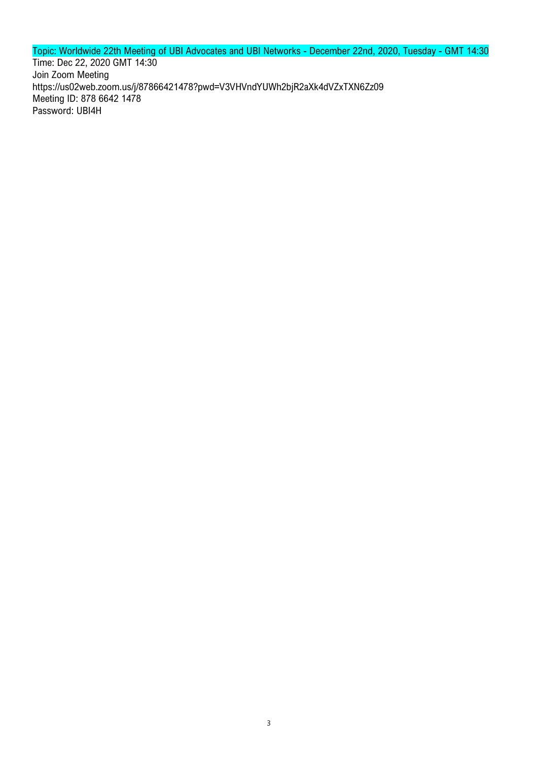Topic: Worldwide 22th Meeting of UBI Advocates and UBI Networks - December 22nd, 2020, Tuesday - GMT 14:30
Time: Dec 22, 2020 GMT 14:30
Join Zoom Meeting
https://us02web.zoom.us/j/87866421478?pwd=V3VHVndYUWh2bjR2aXk4dVZxTXN6Zz09
Meeting ID: 878 6642 1478
Password: UBI4H